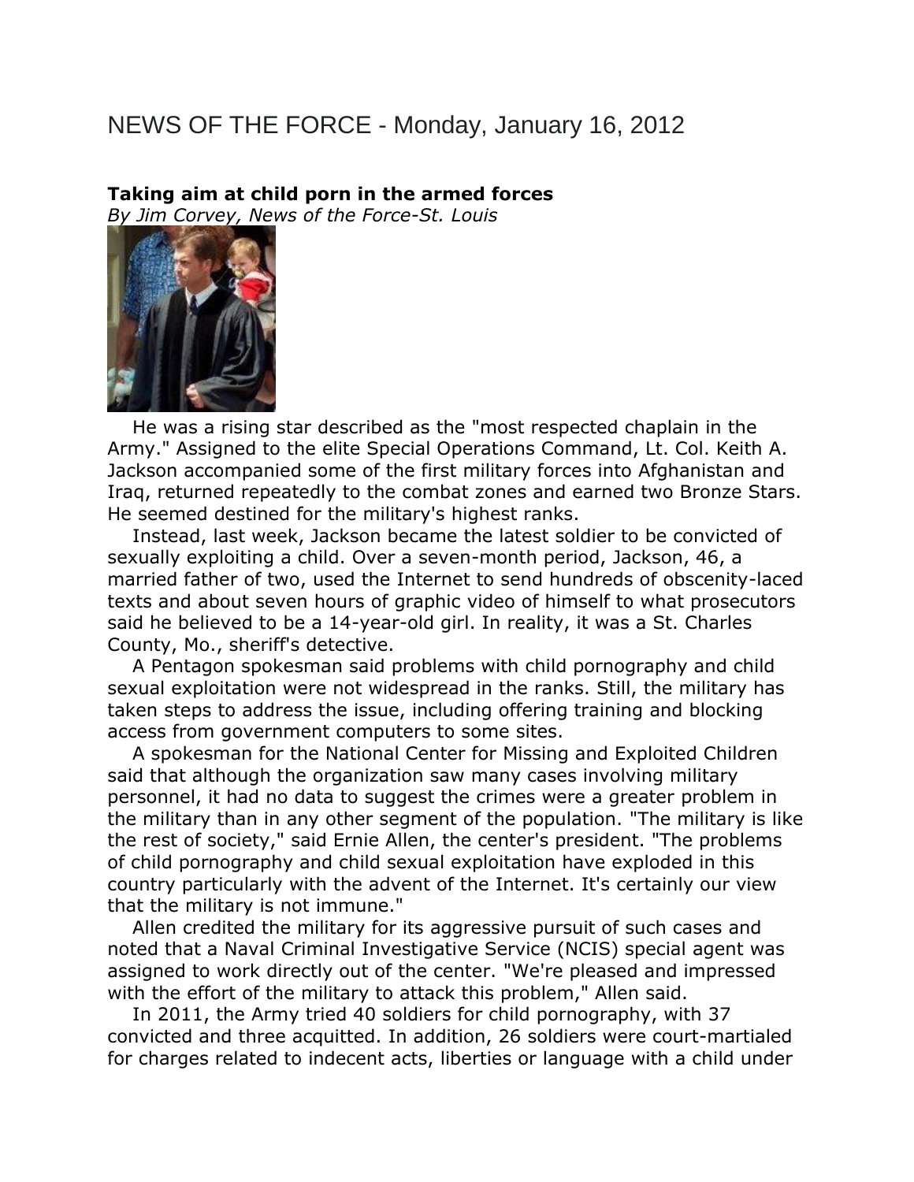# NEWS OF THE FORCE - Monday, January 16, 2012

**Taking aim at child porn in the armed forces**
*By Jim Corvey, News of the Force-St. Louis*

He was a rising star described as the "most respected chaplain in the Army." Assigned to the elite Special Operations Command, Lt. Col. Keith A. Jackson accompanied some of the first military forces into Afghanistan and Iraq, returned repeatedly to the combat zones and earned two Bronze Stars. He seemed destined for the military's highest ranks.

Instead, last week, Jackson became the latest soldier to be convicted of sexually exploiting a child. Over a seven-month period, Jackson, 46, a married father of two, used the Internet to send hundreds of obscenity-laced texts and about seven hours of graphic video of himself to what prosecutors said he believed to be a 14-year-old girl. In reality, it was a St. Charles County, Mo., sheriff's detective.

A Pentagon spokesman said problems with child pornography and child sexual exploitation were not widespread in the ranks. Still, the military has taken steps to address the issue, including offering training and blocking access from government computers to some sites.

A spokesman for the National Center for Missing and Exploited Children said that although the organization saw many cases involving military personnel, it had no data to suggest the crimes were a greater problem in the military than in any other segment of the population. "The military is like the rest of society," said Ernie Allen, the center's president. "The problems of child pornography and child sexual exploitation have exploded in this country particularly with the advent of the Internet. It's certainly our view that the military is not immune."

Allen credited the military for its aggressive pursuit of such cases and noted that a Naval Criminal Investigative Service (NCIS) special agent was assigned to work directly out of the center. "We're pleased and impressed with the effort of the military to attack this problem," Allen said.

In 2011, the Army tried 40 soldiers for child pornography, with 37 convicted and three acquitted. In addition, 26 soldiers were court-martialed for charges related to indecent acts, liberties or language with a child under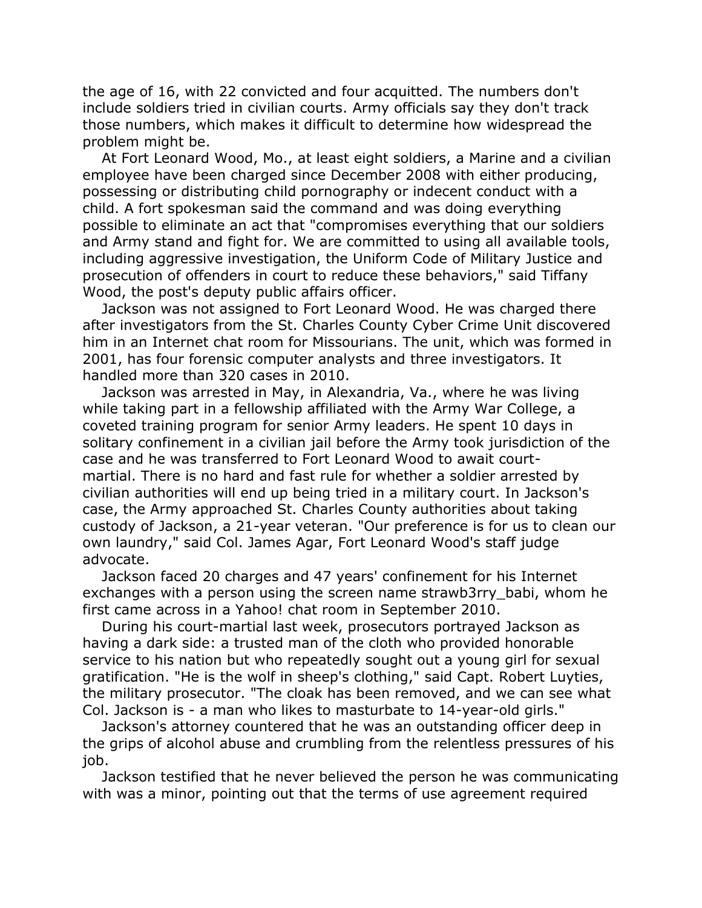the age of 16, with 22 convicted and four acquitted. The numbers don't include soldiers tried in civilian courts. Army officials say they don't track those numbers, which makes it difficult to determine how widespread the problem might be.

At Fort Leonard Wood, Mo., at least eight soldiers, a Marine and a civilian employee have been charged since December 2008 with either producing, possessing or distributing child pornography or indecent conduct with a child. A fort spokesman said the command and was doing everything possible to eliminate an act that "compromises everything that our soldiers and Army stand and fight for. We are committed to using all available tools, including aggressive investigation, the Uniform Code of Military Justice and prosecution of offenders in court to reduce these behaviors," said Tiffany Wood, the post's deputy public affairs officer.

Jackson was not assigned to Fort Leonard Wood. He was charged there after investigators from the St. Charles County Cyber Crime Unit discovered him in an Internet chat room for Missourians. The unit, which was formed in 2001, has four forensic computer analysts and three investigators. It handled more than 320 cases in 2010.

Jackson was arrested in May, in Alexandria, Va., where he was living while taking part in a fellowship affiliated with the Army War College, a coveted training program for senior Army leaders. He spent 10 days in solitary confinement in a civilian jail before the Army took jurisdiction of the case and he was transferred to Fort Leonard Wood to await court-martial. There is no hard and fast rule for whether a soldier arrested by civilian authorities will end up being tried in a military court. In Jackson's case, the Army approached St. Charles County authorities about taking custody of Jackson, a 21-year veteran. "Our preference is for us to clean our own laundry," said Col. James Agar, Fort Leonard Wood's staff judge advocate.

Jackson faced 20 charges and 47 years' confinement for his Internet exchanges with a person using the screen name strawb3rry_babi, whom he first came across in a Yahoo! chat room in September 2010.

During his court-martial last week, prosecutors portrayed Jackson as having a dark side: a trusted man of the cloth who provided honorable service to his nation but who repeatedly sought out a young girl for sexual gratification. "He is the wolf in sheep's clothing," said Capt. Robert Luyties, the military prosecutor. "The cloak has been removed, and we can see what Col. Jackson is - a man who likes to masturbate to 14-year-old girls."

Jackson's attorney countered that he was an outstanding officer deep in the grips of alcohol abuse and crumbling from the relentless pressures of his job.

Jackson testified that he never believed the person he was communicating with was a minor, pointing out that the terms of use agreement required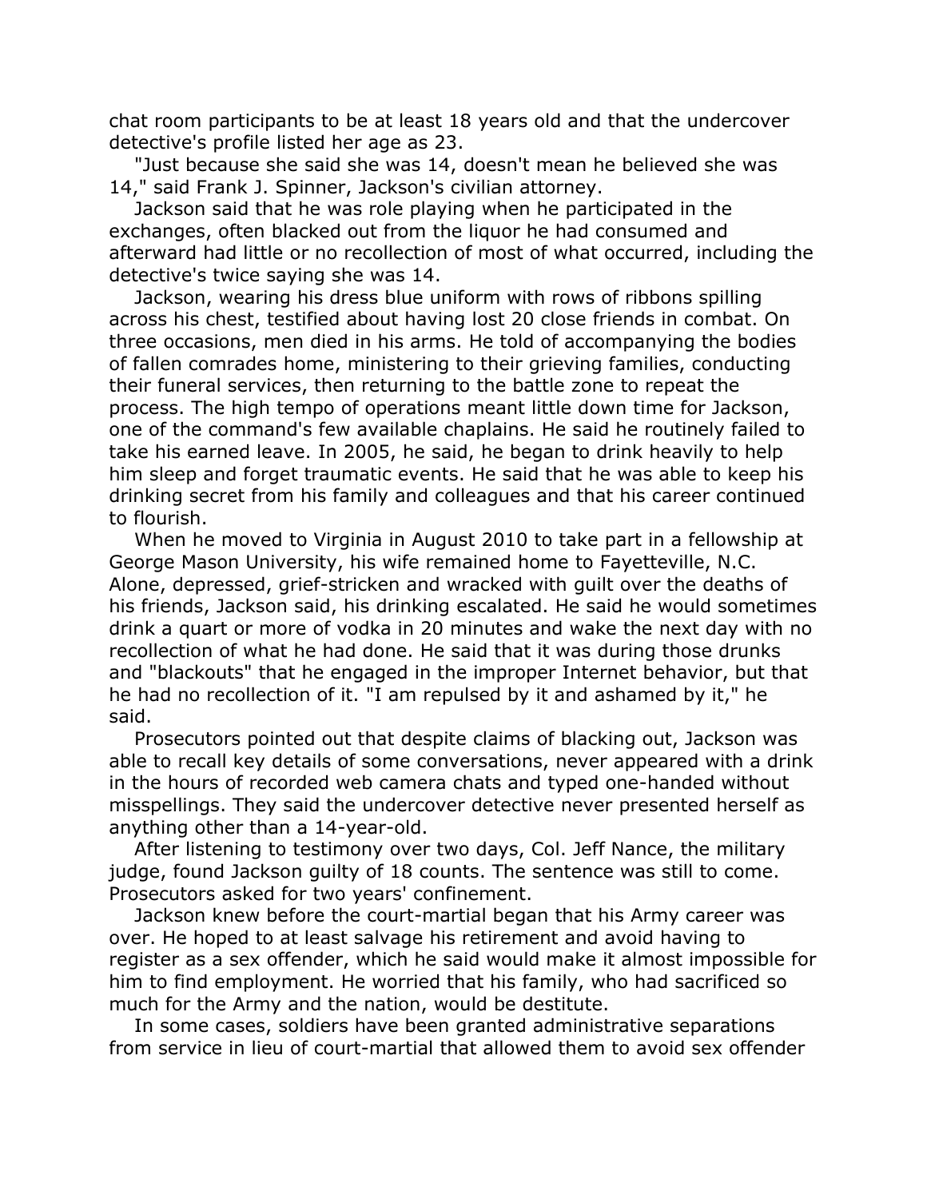chat room participants to be at least 18 years old and that the undercover detective's profile listed her age as 23.

"Just because she said she was 14, doesn't mean he believed she was 14," said Frank J. Spinner, Jackson's civilian attorney.

Jackson said that he was role playing when he participated in the exchanges, often blacked out from the liquor he had consumed and afterward had little or no recollection of most of what occurred, including the detective's twice saying she was 14.

Jackson, wearing his dress blue uniform with rows of ribbons spilling across his chest, testified about having lost 20 close friends in combat. On three occasions, men died in his arms. He told of accompanying the bodies of fallen comrades home, ministering to their grieving families, conducting their funeral services, then returning to the battle zone to repeat the process. The high tempo of operations meant little down time for Jackson, one of the command's few available chaplains. He said he routinely failed to take his earned leave. In 2005, he said, he began to drink heavily to help him sleep and forget traumatic events. He said that he was able to keep his drinking secret from his family and colleagues and that his career continued to flourish.

When he moved to Virginia in August 2010 to take part in a fellowship at George Mason University, his wife remained home to Fayetteville, N.C. Alone, depressed, grief-stricken and wracked with guilt over the deaths of his friends, Jackson said, his drinking escalated. He said he would sometimes drink a quart or more of vodka in 20 minutes and wake the next day with no recollection of what he had done. He said that it was during those drunks and "blackouts" that he engaged in the improper Internet behavior, but that he had no recollection of it. "I am repulsed by it and ashamed by it," he said.

Prosecutors pointed out that despite claims of blacking out, Jackson was able to recall key details of some conversations, never appeared with a drink in the hours of recorded web camera chats and typed one-handed without misspellings. They said the undercover detective never presented herself as anything other than a 14-year-old.

After listening to testimony over two days, Col. Jeff Nance, the military judge, found Jackson guilty of 18 counts. The sentence was still to come. Prosecutors asked for two years' confinement.

Jackson knew before the court-martial began that his Army career was over. He hoped to at least salvage his retirement and avoid having to register as a sex offender, which he said would make it almost impossible for him to find employment. He worried that his family, who had sacrificed so much for the Army and the nation, would be destitute.

In some cases, soldiers have been granted administrative separations from service in lieu of court-martial that allowed them to avoid sex offender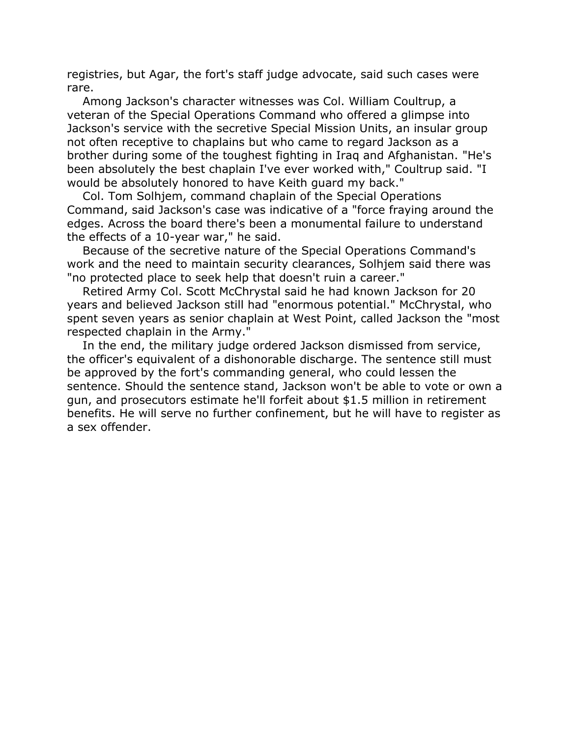registries, but Agar, the fort's staff judge advocate, said such cases were rare.

Among Jackson's character witnesses was Col. William Coultrup, a veteran of the Special Operations Command who offered a glimpse into Jackson's service with the secretive Special Mission Units, an insular group not often receptive to chaplains but who came to regard Jackson as a brother during some of the toughest fighting in Iraq and Afghanistan. "He's been absolutely the best chaplain I've ever worked with," Coultrup said. "I would be absolutely honored to have Keith guard my back."

Col. Tom Solhjem, command chaplain of the Special Operations Command, said Jackson's case was indicative of a "force fraying around the edges. Across the board there's been a monumental failure to understand the effects of a 10-year war," he said.

Because of the secretive nature of the Special Operations Command's work and the need to maintain security clearances, Solhjem said there was "no protected place to seek help that doesn't ruin a career."

Retired Army Col. Scott McChrystal said he had known Jackson for 20 years and believed Jackson still had "enormous potential." McChrystal, who spent seven years as senior chaplain at West Point, called Jackson the "most respected chaplain in the Army."

In the end, the military judge ordered Jackson dismissed from service, the officer's equivalent of a dishonorable discharge. The sentence still must be approved by the fort's commanding general, who could lessen the sentence. Should the sentence stand, Jackson won't be able to vote or own a gun, and prosecutors estimate he'll forfeit about $1.5 million in retirement benefits. He will serve no further confinement, but he will have to register as a sex offender.